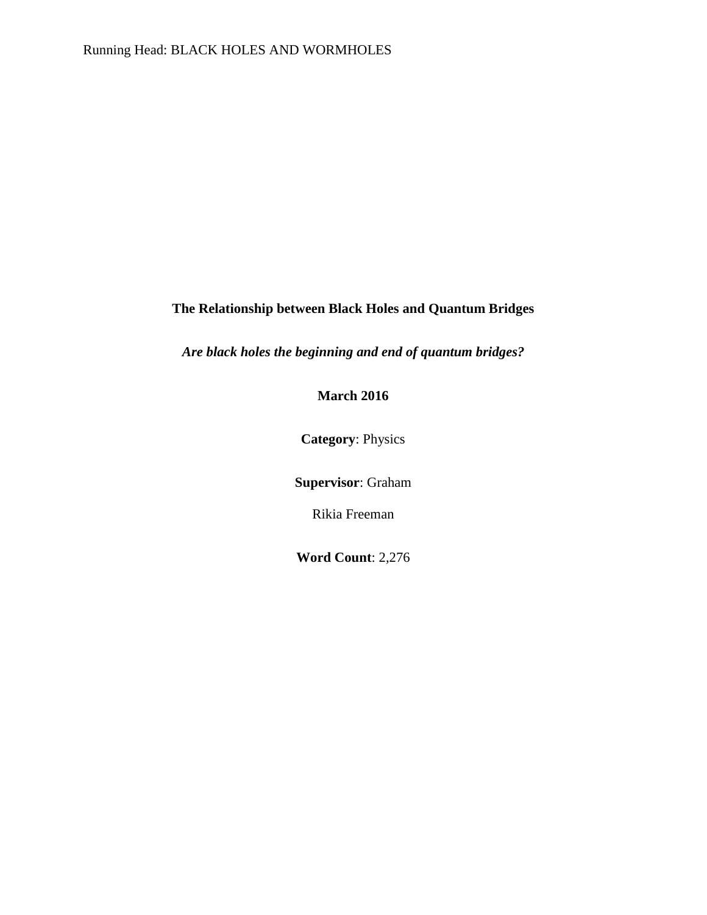**The Relationship between Black Holes and Quantum Bridges**

***Are black holes the beginning and end of quantum bridges?***

**March 2016**

**Category**: Physics

**Supervisor**: Graham

Rikia Freeman

**Word Count**: 2,276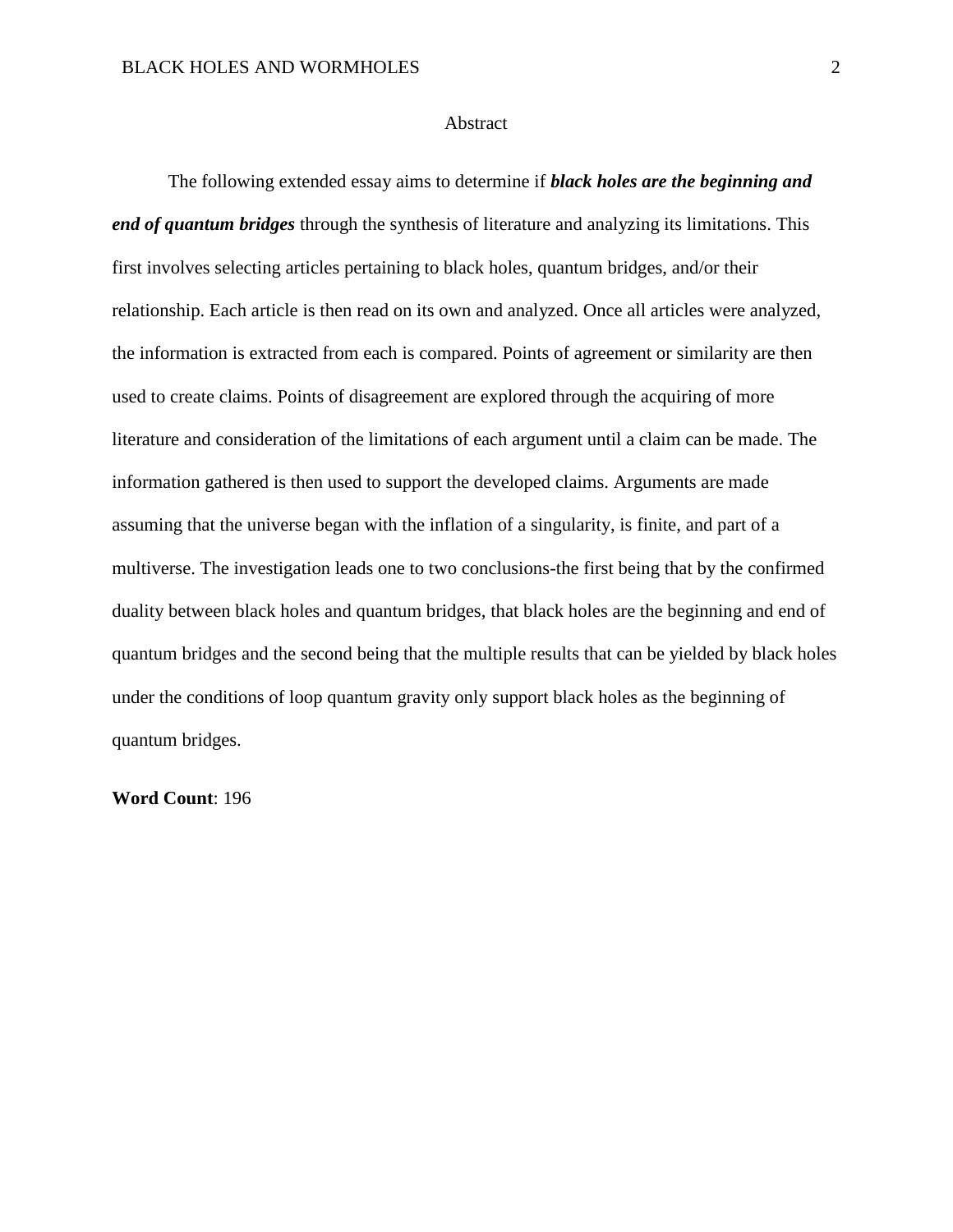# Abstract

The following extended essay aims to determine if ***black holes are the beginning and end of quantum bridges*** through the synthesis of literature and analyzing its limitations. This first involves selecting articles pertaining to black holes, quantum bridges, and/or their relationship. Each article is then read on its own and analyzed. Once all articles were analyzed, the information is extracted from each is compared. Points of agreement or similarity are then used to create claims. Points of disagreement are explored through the acquiring of more literature and consideration of the limitations of each argument until a claim can be made. The information gathered is then used to support the developed claims. Arguments are made assuming that the universe began with the inflation of a singularity, is finite, and part of a multiverse. The investigation leads one to two conclusions-the first being that by the confirmed duality between black holes and quantum bridges, that black holes are the beginning and end of quantum bridges and the second being that the multiple results that can be yielded by black holes under the conditions of loop quantum gravity only support black holes as the beginning of quantum bridges.

**Word Count**: 196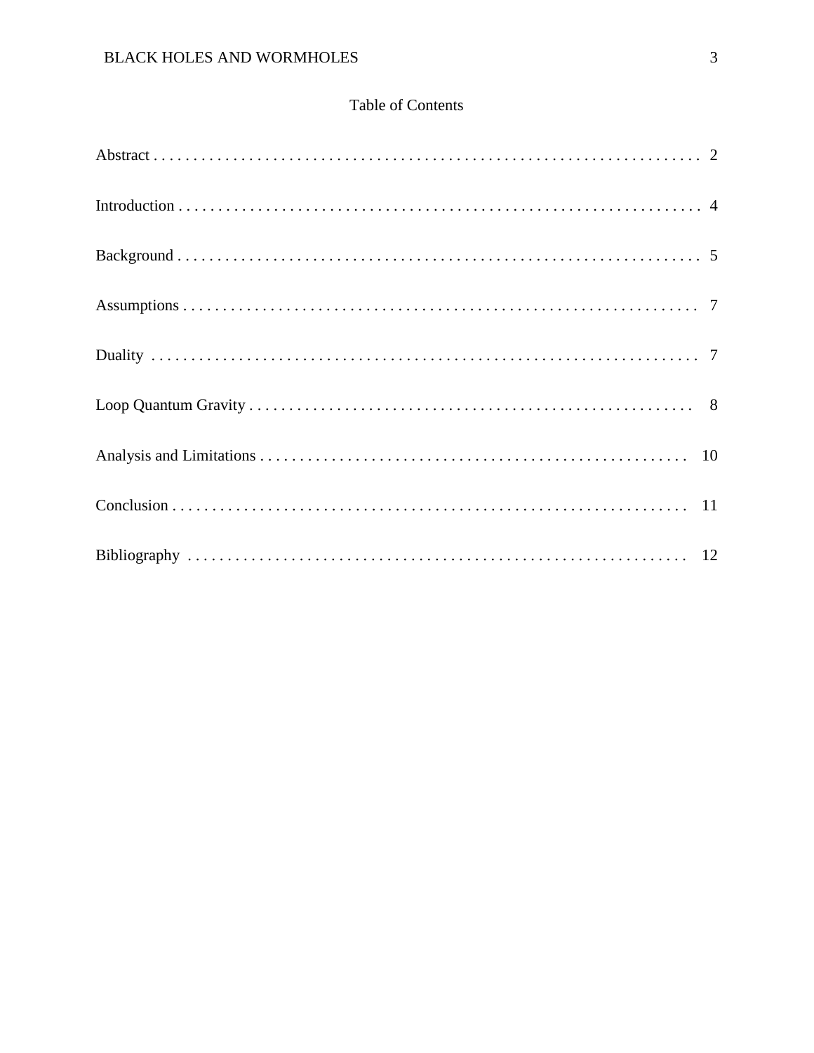# Table of Contents

Abstract . . . . . . . . . . . . . . . . . . . . . . . . . . . . . . . . . . . . . . . . . . . . . . . . . . . . . . . . . . . . . . . . . . . 2

Introduction . . . . . . . . . . . . . . . . . . . . . . . . . . . . . . . . . . . . . . . . . . . . . . . . . . . . . . . . . . . . . . . . 4

Background . . . . . . . . . . . . . . . . . . . . . . . . . . . . . . . . . . . . . . . . . . . . . . . . . . . . . . . . . . . . . . . . 5

Assumptions . . . . . . . . . . . . . . . . . . . . . . . . . . . . . . . . . . . . . . . . . . . . . . . . . . . . . . . . . . . . . . . 7

Duality . . . . . . . . . . . . . . . . . . . . . . . . . . . . . . . . . . . . . . . . . . . . . . . . . . . . . . . . . . . . . . . . . . . 7

Loop Quantum Gravity . . . . . . . . . . . . . . . . . . . . . . . . . . . . . . . . . . . . . . . . . . . . . . . . . . . . . . . 8

Analysis and Limitations . . . . . . . . . . . . . . . . . . . . . . . . . . . . . . . . . . . . . . . . . . . . . . . . . . . . . 10

Conclusion . . . . . . . . . . . . . . . . . . . . . . . . . . . . . . . . . . . . . . . . . . . . . . . . . . . . . . . . . . . . . . . 11

Bibliography . . . . . . . . . . . . . . . . . . . . . . . . . . . . . . . . . . . . . . . . . . . . . . . . . . . . . . . . . . . . . . 12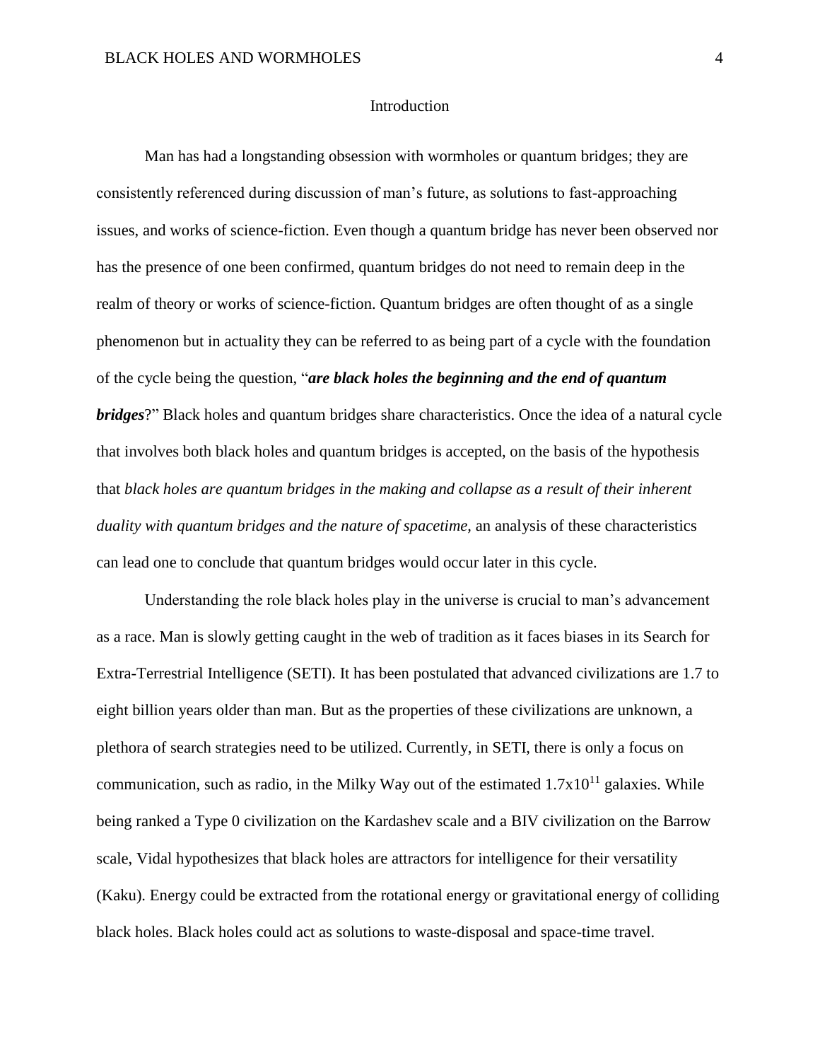## Introduction

Man has had a longstanding obsession with wormholes or quantum bridges; they are consistently referenced during discussion of man's future, as solutions to fast-approaching issues, and works of science-fiction. Even though a quantum bridge has never been observed nor has the presence of one been confirmed, quantum bridges do not need to remain deep in the realm of theory or works of science-fiction. Quantum bridges are often thought of as a single phenomenon but in actuality they can be referred to as being part of a cycle with the foundation of the cycle being the question, "***are black holes the beginning and the end of quantum bridges***?" Black holes and quantum bridges share characteristics. Once the idea of a natural cycle that involves both black holes and quantum bridges is accepted, on the basis of the hypothesis that *black holes are quantum bridges in the making and collapse as a result of their inherent duality with quantum bridges and the nature of spacetime,* an analysis of these characteristics can lead one to conclude that quantum bridges would occur later in this cycle.

Understanding the role black holes play in the universe is crucial to man's advancement as a race. Man is slowly getting caught in the web of tradition as it faces biases in its Search for Extra-Terrestrial Intelligence (SETI). It has been postulated that advanced civilizations are 1.7 to eight billion years older than man. But as the properties of these civilizations are unknown, a plethora of search strategies need to be utilized. Currently, in SETI, there is only a focus on communication, such as radio, in the Milky Way out of the estimated $1.7\text{x}10^{11}$ galaxies. While being ranked a Type 0 civilization on the Kardashev scale and a BIV civilization on the Barrow scale, Vidal hypothesizes that black holes are attractors for intelligence for their versatility (Kaku). Energy could be extracted from the rotational energy or gravitational energy of colliding black holes. Black holes could act as solutions to waste-disposal and space-time travel.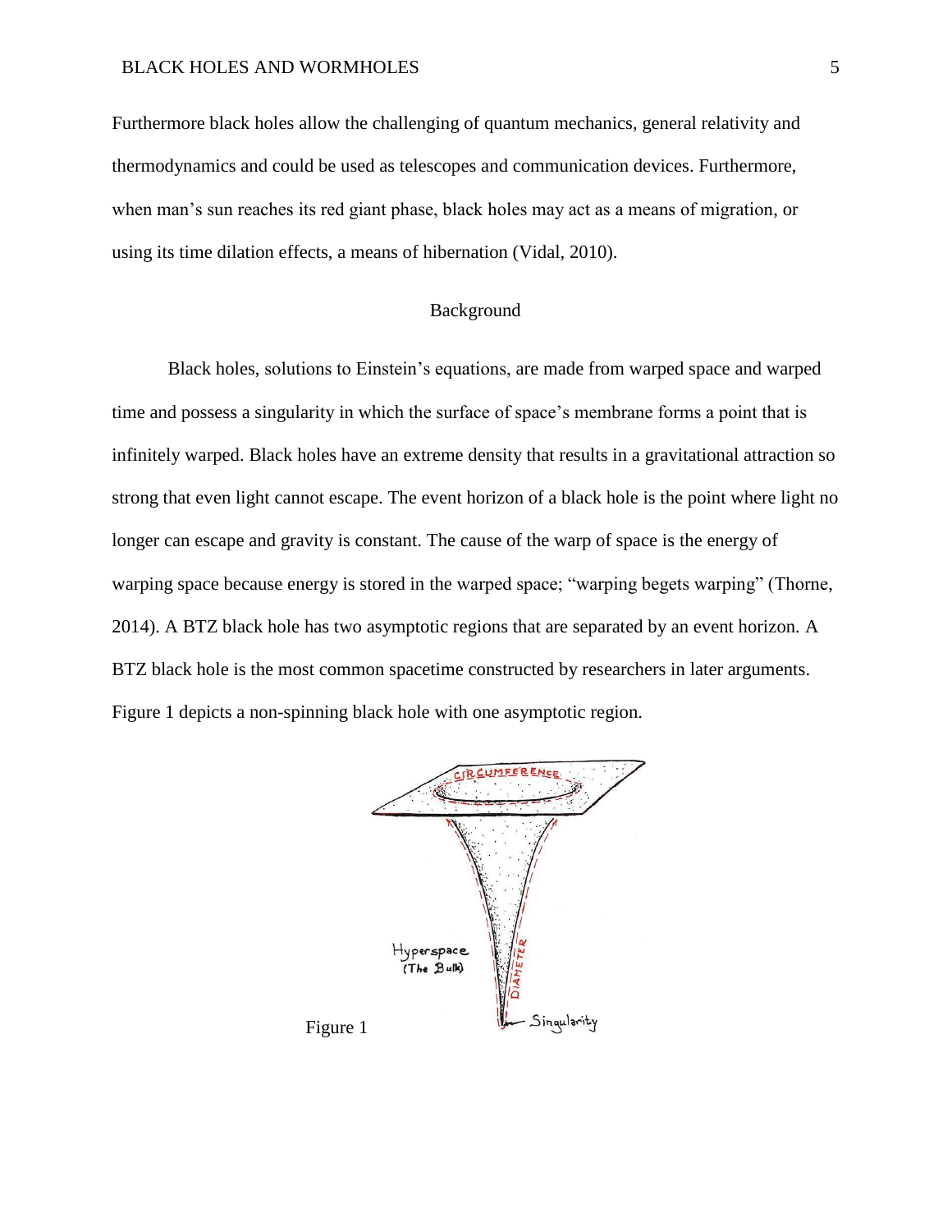Furthermore black holes allow the challenging of quantum mechanics, general relativity and thermodynamics and could be used as telescopes and communication devices. Furthermore, when man's sun reaches its red giant phase, black holes may act as a means of migration, or using its time dilation effects, a means of hibernation (Vidal, 2010).

## Background

Black holes, solutions to Einstein's equations, are made from warped space and warped time and possess a singularity in which the surface of space's membrane forms a point that is infinitely warped. Black holes have an extreme density that results in a gravitational attraction so strong that even light cannot escape. The event horizon of a black hole is the point where light no longer can escape and gravity is constant. The cause of the warp of space is the energy of warping space because energy is stored in the warped space; "warping begets warping" (Thorne, 2014). A BTZ black hole has two asymptotic regions that are separated by an event horizon. A BTZ black hole is the most common spacetime constructed by researchers in later arguments. Figure 1 depicts a non-spinning black hole with one asymptotic region.

Figure 1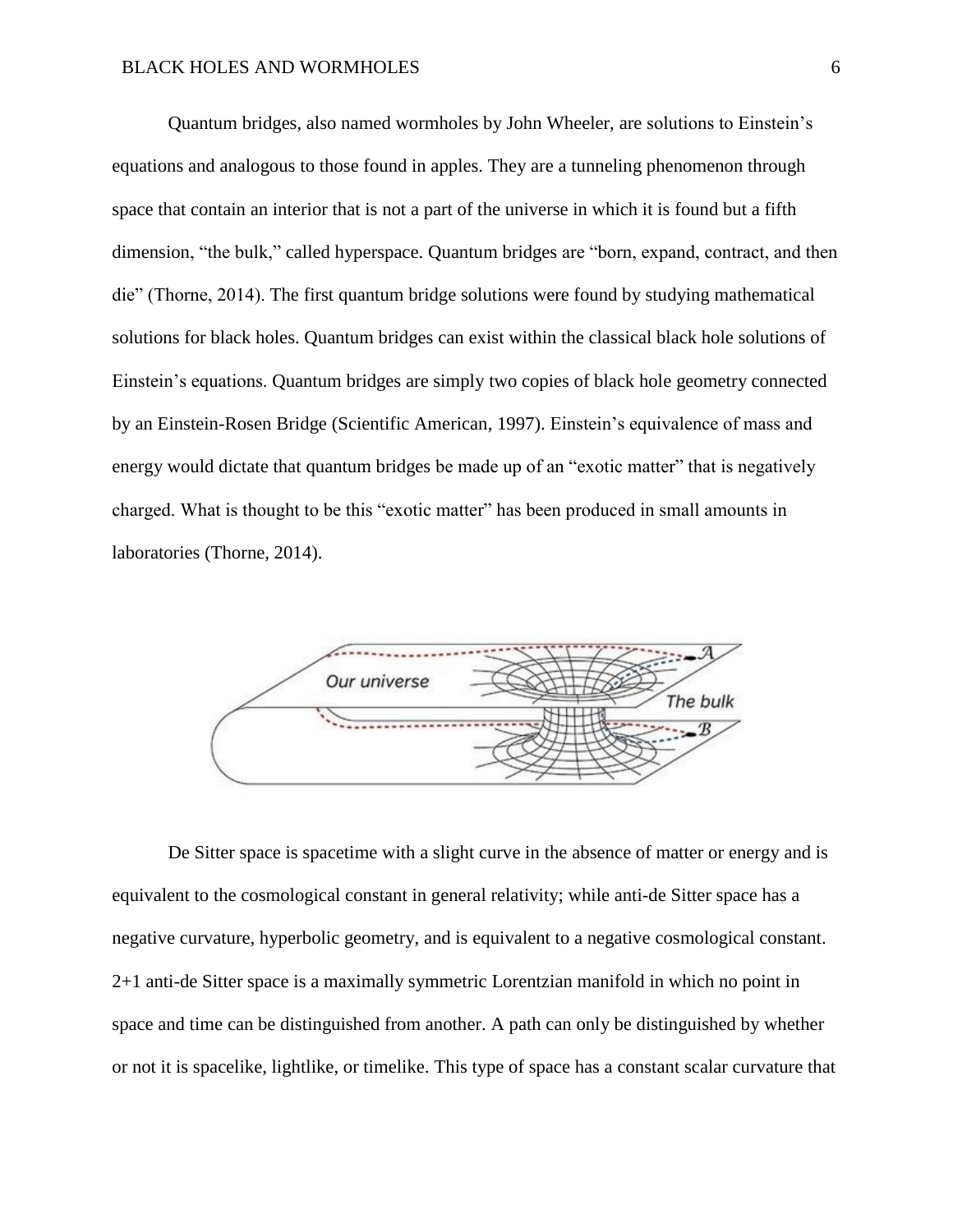Quantum bridges, also named wormholes by John Wheeler, are solutions to Einstein's equations and analogous to those found in apples. They are a tunneling phenomenon through space that contain an interior that is not a part of the universe in which it is found but a fifth dimension, "the bulk," called hyperspace. Quantum bridges are "born, expand, contract, and then die" (Thorne, 2014). The first quantum bridge solutions were found by studying mathematical solutions for black holes. Quantum bridges can exist within the classical black hole solutions of Einstein's equations. Quantum bridges are simply two copies of black hole geometry connected by an Einstein-Rosen Bridge (Scientific American, 1997). Einstein's equivalence of mass and energy would dictate that quantum bridges be made up of an "exotic matter" that is negatively charged. What is thought to be this "exotic matter" has been produced in small amounts in laboratories (Thorne, 2014).

De Sitter space is spacetime with a slight curve in the absence of matter or energy and is equivalent to the cosmological constant in general relativity; while anti-de Sitter space has a negative curvature, hyperbolic geometry, and is equivalent to a negative cosmological constant. 2+1 anti-de Sitter space is a maximally symmetric Lorentzian manifold in which no point in space and time can be distinguished from another. A path can only be distinguished by whether or not it is spacelike, lightlike, or timelike. This type of space has a constant scalar curvature that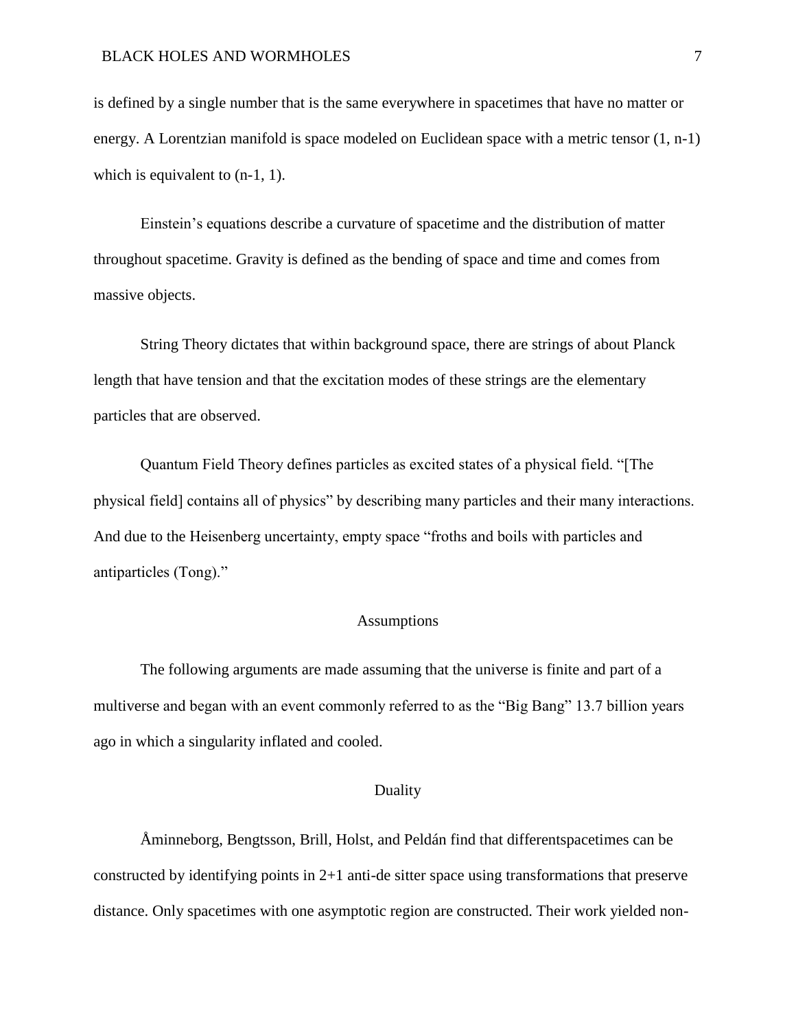is defined by a single number that is the same everywhere in spacetimes that have no matter or energy. A Lorentzian manifold is space modeled on Euclidean space with a metric tensor (1, n-1) which is equivalent to (n-1, 1).

Einstein's equations describe a curvature of spacetime and the distribution of matter throughout spacetime. Gravity is defined as the bending of space and time and comes from massive objects.

String Theory dictates that within background space, there are strings of about Planck length that have tension and that the excitation modes of these strings are the elementary particles that are observed.

Quantum Field Theory defines particles as excited states of a physical field. "[The physical field] contains all of physics" by describing many particles and their many interactions. And due to the Heisenberg uncertainty, empty space "froths and boils with particles and antiparticles (Tong)."

## Assumptions

The following arguments are made assuming that the universe is finite and part of a multiverse and began with an event commonly referred to as the "Big Bang" 13.7 billion years ago in which a singularity inflated and cooled.

## Duality

Åminneborg, Bengtsson, Brill, Holst, and Peldán find that differentspacetimes can be constructed by identifying points in 2+1 anti-de sitter space using transformations that preserve distance. Only spacetimes with one asymptotic region are constructed. Their work yielded non-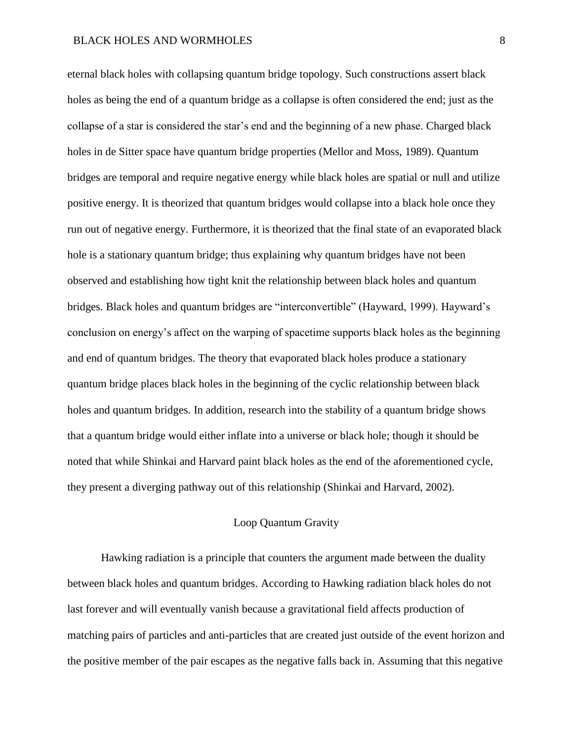eternal black holes with collapsing quantum bridge topology. Such constructions assert black holes as being the end of a quantum bridge as a collapse is often considered the end; just as the collapse of a star is considered the star's end and the beginning of a new phase. Charged black holes in de Sitter space have quantum bridge properties (Mellor and Moss, 1989). Quantum bridges are temporal and require negative energy while black holes are spatial or null and utilize positive energy. It is theorized that quantum bridges would collapse into a black hole once they run out of negative energy. Furthermore, it is theorized that the final state of an evaporated black hole is a stationary quantum bridge; thus explaining why quantum bridges have not been observed and establishing how tight knit the relationship between black holes and quantum bridges. Black holes and quantum bridges are "interconvertible" (Hayward, 1999). Hayward's conclusion on energy's affect on the warping of spacetime supports black holes as the beginning and end of quantum bridges. The theory that evaporated black holes produce a stationary quantum bridge places black holes in the beginning of the cyclic relationship between black holes and quantum bridges. In addition, research into the stability of a quantum bridge shows that a quantum bridge would either inflate into a universe or black hole; though it should be noted that while Shinkai and Harvard paint black holes as the end of the aforementioned cycle, they present a diverging pathway out of this relationship (Shinkai and Harvard, 2002).

## Loop Quantum Gravity

Hawking radiation is a principle that counters the argument made between the duality between black holes and quantum bridges. According to Hawking radiation black holes do not last forever and will eventually vanish because a gravitational field affects production of matching pairs of particles and anti-particles that are created just outside of the event horizon and the positive member of the pair escapes as the negative falls back in. Assuming that this negative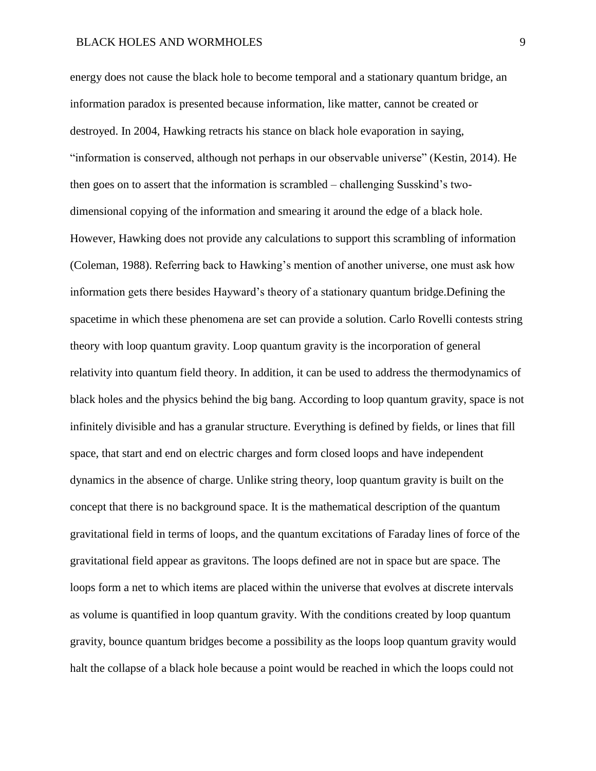energy does not cause the black hole to become temporal and a stationary quantum bridge, an information paradox is presented because information, like matter, cannot be created or destroyed. In 2004, Hawking retracts his stance on black hole evaporation in saying, "information is conserved, although not perhaps in our observable universe" (Kestin, 2014). He then goes on to assert that the information is scrambled – challenging Susskind's two-dimensional copying of the information and smearing it around the edge of a black hole. However, Hawking does not provide any calculations to support this scrambling of information (Coleman, 1988). Referring back to Hawking's mention of another universe, one must ask how information gets there besides Hayward's theory of a stationary quantum bridge.Defining the spacetime in which these phenomena are set can provide a solution. Carlo Rovelli contests string theory with loop quantum gravity. Loop quantum gravity is the incorporation of general relativity into quantum field theory. In addition, it can be used to address the thermodynamics of black holes and the physics behind the big bang. According to loop quantum gravity, space is not infinitely divisible and has a granular structure. Everything is defined by fields, or lines that fill space, that start and end on electric charges and form closed loops and have independent dynamics in the absence of charge. Unlike string theory, loop quantum gravity is built on the concept that there is no background space. It is the mathematical description of the quantum gravitational field in terms of loops, and the quantum excitations of Faraday lines of force of the gravitational field appear as gravitons. The loops defined are not in space but are space. The loops form a net to which items are placed within the universe that evolves at discrete intervals as volume is quantified in loop quantum gravity. With the conditions created by loop quantum gravity, bounce quantum bridges become a possibility as the loops loop quantum gravity would halt the collapse of a black hole because a point would be reached in which the loops could not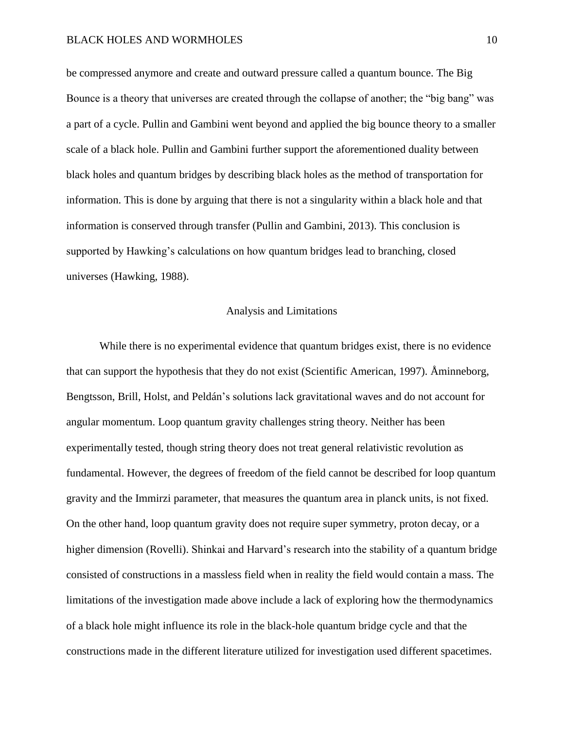be compressed anymore and create and outward pressure called a quantum bounce. The Big Bounce is a theory that universes are created through the collapse of another; the "big bang" was a part of a cycle. Pullin and Gambini went beyond and applied the big bounce theory to a smaller scale of a black hole. Pullin and Gambini further support the aforementioned duality between black holes and quantum bridges by describing black holes as the method of transportation for information. This is done by arguing that there is not a singularity within a black hole and that information is conserved through transfer (Pullin and Gambini, 2013). This conclusion is supported by Hawking's calculations on how quantum bridges lead to branching, closed universes (Hawking, 1988).

## Analysis and Limitations

While there is no experimental evidence that quantum bridges exist, there is no evidence that can support the hypothesis that they do not exist (Scientific American, 1997). Åminneborg, Bengtsson, Brill, Holst, and Peldán's solutions lack gravitational waves and do not account for angular momentum. Loop quantum gravity challenges string theory. Neither has been experimentally tested, though string theory does not treat general relativistic revolution as fundamental. However, the degrees of freedom of the field cannot be described for loop quantum gravity and the Immirzi parameter, that measures the quantum area in planck units, is not fixed. On the other hand, loop quantum gravity does not require super symmetry, proton decay, or a higher dimension (Rovelli). Shinkai and Harvard's research into the stability of a quantum bridge consisted of constructions in a massless field when in reality the field would contain a mass. The limitations of the investigation made above include a lack of exploring how the thermodynamics of a black hole might influence its role in the black-hole quantum bridge cycle and that the constructions made in the different literature utilized for investigation used different spacetimes.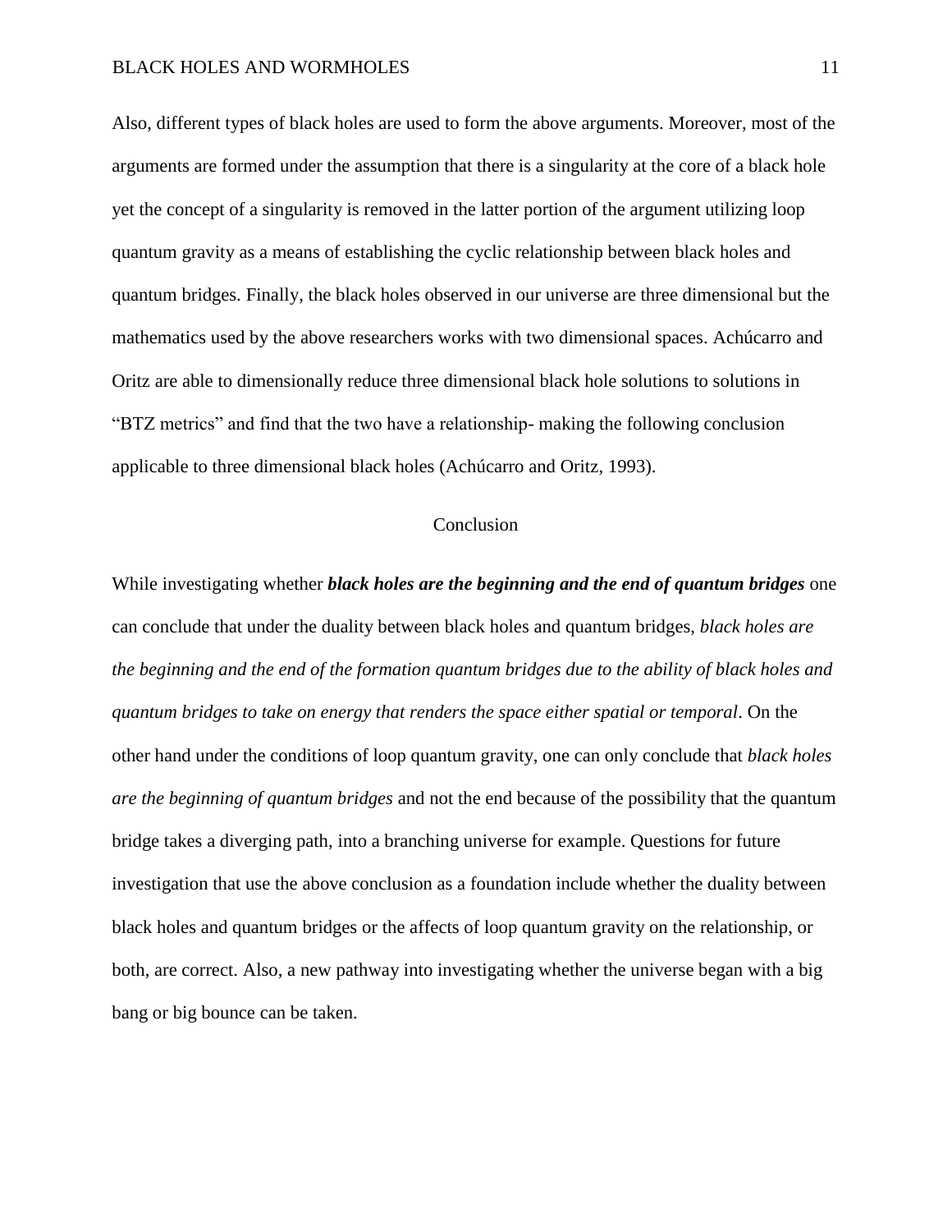Also, different types of black holes are used to form the above arguments. Moreover, most of the arguments are formed under the assumption that there is a singularity at the core of a black hole yet the concept of a singularity is removed in the latter portion of the argument utilizing loop quantum gravity as a means of establishing the cyclic relationship between black holes and quantum bridges. Finally, the black holes observed in our universe are three dimensional but the mathematics used by the above researchers works with two dimensional spaces. Achúcarro and Oritz are able to dimensionally reduce three dimensional black hole solutions to solutions in "BTZ metrics" and find that the two have a relationship- making the following conclusion applicable to three dimensional black holes (Achúcarro and Oritz, 1993).

## Conclusion

While investigating whether ***black holes are the beginning and the end of quantum bridges*** one can conclude that under the duality between black holes and quantum bridges, *black holes are the beginning and the end of the formation quantum bridges due to the ability of black holes and quantum bridges to take on energy that renders the space either spatial or temporal*. On the other hand under the conditions of loop quantum gravity, one can only conclude that *black holes are the beginning of quantum bridges* and not the end because of the possibility that the quantum bridge takes a diverging path, into a branching universe for example. Questions for future investigation that use the above conclusion as a foundation include whether the duality between black holes and quantum bridges or the affects of loop quantum gravity on the relationship, or both, are correct. Also, a new pathway into investigating whether the universe began with a big bang or big bounce can be taken.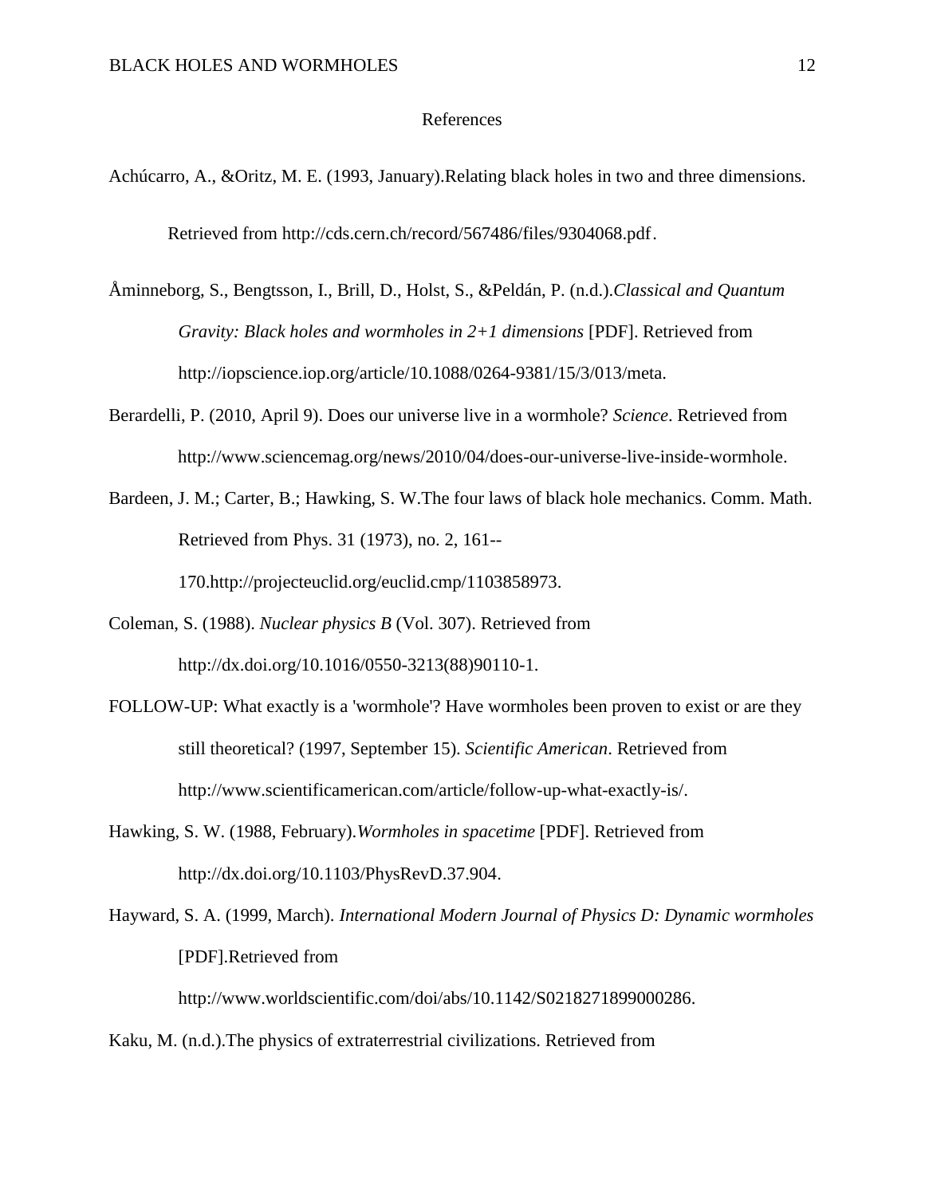# References

Achúcarro, A., &Oritz, M. E. (1993, January).Relating black holes in two and three dimensions. Retrieved from http://cds.cern.ch/record/567486/files/9304068.pdf.

Åminneborg, S., Bengtsson, I., Brill, D., Holst, S., &Peldán, P. (n.d.).*Classical and Quantum Gravity: Black holes and wormholes in 2+1 dimensions* [PDF]. Retrieved from http://iopscience.iop.org/article/10.1088/0264-9381/15/3/013/meta.

Berardelli, P. (2010, April 9). Does our universe live in a wormhole? *Science*. Retrieved from http://www.sciencemag.org/news/2010/04/does-our-universe-live-inside-wormhole.

Bardeen, J. M.; Carter, B.; Hawking, S. W.The four laws of black hole mechanics. Comm. Math. Retrieved from Phys. 31 (1973), no. 2, 161--170.http://projecteuclid.org/euclid.cmp/1103858973.

Coleman, S. (1988). *Nuclear physics B* (Vol. 307). Retrieved from http://dx.doi.org/10.1016/0550-3213(88)90110-1.

FOLLOW-UP: What exactly is a 'wormhole'? Have wormholes been proven to exist or are they still theoretical? (1997, September 15). *Scientific American*. Retrieved from http://www.scientificamerican.com/article/follow-up-what-exactly-is/.

Hawking, S. W. (1988, February).*Wormholes in spacetime* [PDF]. Retrieved from http://dx.doi.org/10.1103/PhysRevD.37.904.

Hayward, S. A. (1999, March). *International Modern Journal of Physics D: Dynamic wormholes* [PDF].Retrieved from http://www.worldscientific.com/doi/abs/10.1142/S0218271899000286.

Kaku, M. (n.d.).The physics of extraterrestrial civilizations. Retrieved from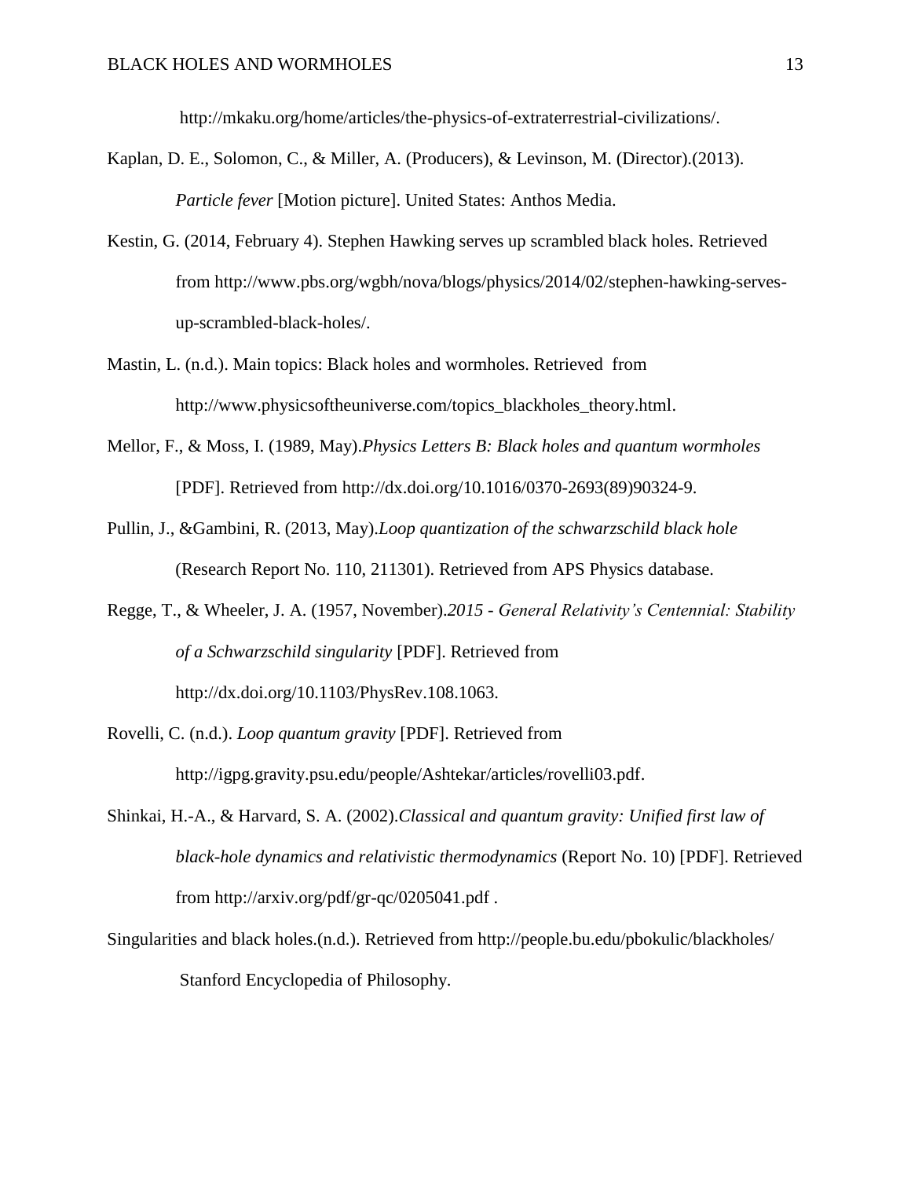http://mkaku.org/home/articles/the-physics-of-extraterrestrial-civilizations/.

Kaplan, D. E., Solomon, C., & Miller, A. (Producers), & Levinson, M. (Director).(2013). *Particle fever* [Motion picture]. United States: Anthos Media.

Kestin, G. (2014, February 4). Stephen Hawking serves up scrambled black holes. Retrieved from http://www.pbs.org/wgbh/nova/blogs/physics/2014/02/stephen-hawking-serves-up-scrambled-black-holes/.

Mastin, L. (n.d.). Main topics: Black holes and wormholes. Retrieved from http://www.physicsoftheuniverse.com/topics_blackholes_theory.html.

Mellor, F., & Moss, I. (1989, May).*Physics Letters B: Black holes and quantum wormholes* [PDF]. Retrieved from http://dx.doi.org/10.1016/0370-2693(89)90324-9.

Pullin, J., &Gambini, R. (2013, May).*Loop quantization of the schwarzschild black hole* (Research Report No. 110, 211301). Retrieved from APS Physics database.

Regge, T., & Wheeler, J. A. (1957, November).*2015 - General Relativity's Centennial: Stability of a Schwarzschild singularity* [PDF]. Retrieved from http://dx.doi.org/10.1103/PhysRev.108.1063.

Rovelli, C. (n.d.). *Loop quantum gravity* [PDF]. Retrieved from http://igpg.gravity.psu.edu/people/Ashtekar/articles/rovelli03.pdf.

Shinkai, H.-A., & Harvard, S. A. (2002).*Classical and quantum gravity: Unified first law of black-hole dynamics and relativistic thermodynamics* (Report No. 10) [PDF]. Retrieved from http://arxiv.org/pdf/gr-qc/0205041.pdf .

Singularities and black holes.(n.d.). Retrieved from http://people.bu.edu/pbokulic/blackholes/ Stanford Encyclopedia of Philosophy.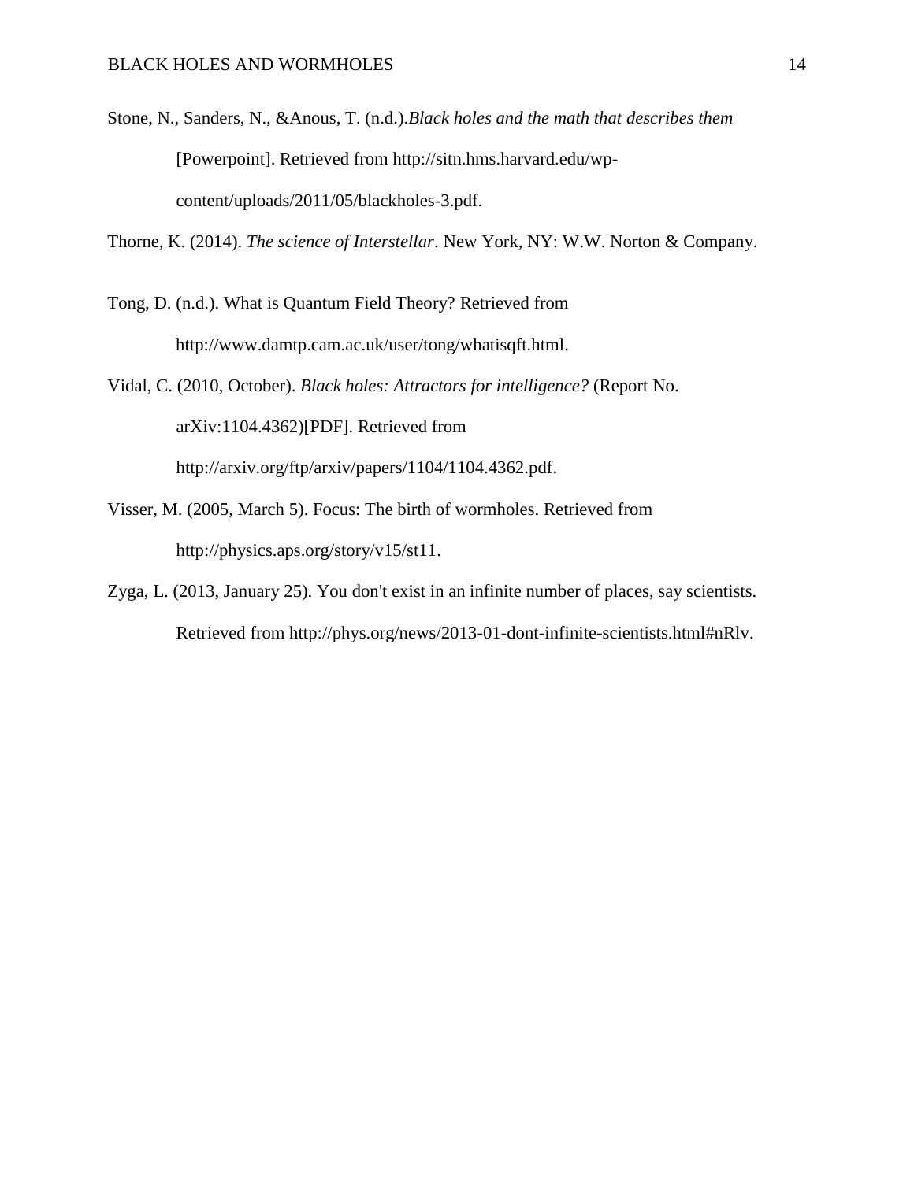Stone, N., Sanders, N., &Anous, T. (n.d.).*Black holes and the math that describes them* [Powerpoint]. Retrieved from http://sitn.hms.harvard.edu/wp-content/uploads/2011/05/blackholes-3.pdf.

Thorne, K. (2014). *The science of Interstellar*. New York, NY: W.W. Norton & Company.

Tong, D. (n.d.). What is Quantum Field Theory? Retrieved from http://www.damtp.cam.ac.uk/user/tong/whatisqft.html.

Vidal, C. (2010, October). *Black holes: Attractors for intelligence?* (Report No. arXiv:1104.4362)[PDF]. Retrieved from http://arxiv.org/ftp/arxiv/papers/1104/1104.4362.pdf.

Visser, M. (2005, March 5). Focus: The birth of wormholes. Retrieved from http://physics.aps.org/story/v15/st11.

Zyga, L. (2013, January 25). You don't exist in an infinite number of places, say scientists. Retrieved from http://phys.org/news/2013-01-dont-infinite-scientists.html#nRlv.